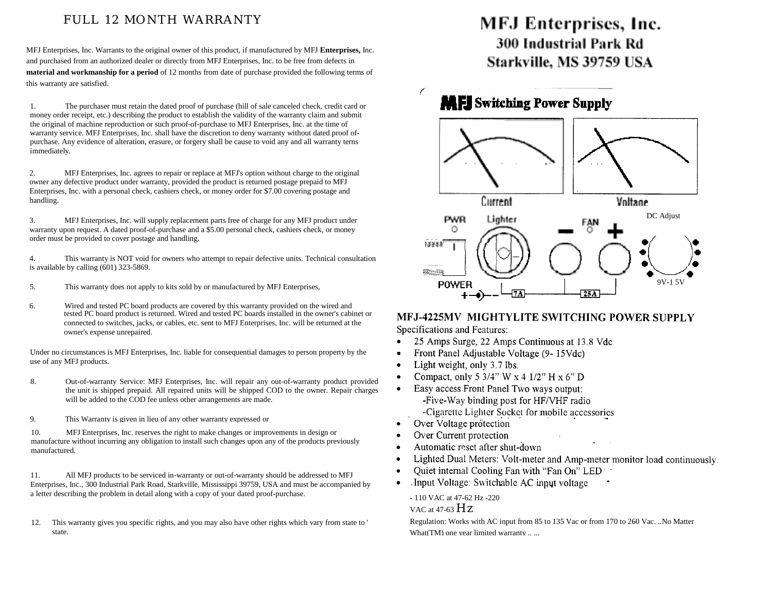# FULL 12 MONTH WARRANTY

MFJ Enterprises, Inc. Warrants to the original owner of this product, if manufactured by MFJ **Enterprises,** Inc. and purchased from an authorized dealer or directly from MFJ Enterprises, Inc. to be free from defects in **material and workmanship for a period** of 12 months from date of purchase provided the following terms of this warranty are satisfied.

1. The purchaser must retain the dated proof of purchase (hill of sale canceled check, credit card or money order receipt, etc.) describing the product to establish the validity of the warranty claim and submit the original of machine reproduction or such proof-of-purchase to MFJ Enterprises, Inc. at the time of warranty service. MFJ Enterprises, Inc. shall have the discretion to deny warranty without dated proof of-purchase. Any evidence of alteration, erasure, or forgery shall be cause to void any and all warranty terns immediately.

2. MFJ Enterprises, Inc. agrees to repair or replace at MFJ's option without charge to the original owner any defective product under warranty, provided the product is returned postage prepaid to MFJ Enterprises, Inc. with a personal check, cashiers check, or money order for $7.00 covering postage and handling.

3. MFJ Enterprises, Inc. will supply replacement parts free of charge for any MFJ product under warranty upon request. A dated proof-of-purchase and a $5.00 personal check, cashiers check, or money order must be provided to cover postage and handling.

4. This warranty is NOT void for owners who attempt to repair defective units. Technical consultation is available by calling (601) 323-5869.

5. This warranty does not apply to kits sold by or manufactured by MFJ Enterprises,

6. Wired and tested PC board products are covered by this warranty provided on the wired and tested PC board product is returned. Wired and tested PC boards installed in the owner's cabinet or connected to switches, jacks, or cables, etc. sent to MFJ Enterprises, Inc. will be returned at the owner's expense unrepaired.

Under no circumstances is MFJ Enterprises, Inc. liable for consequential damages to person property by the use of any MFJ products.

8. Out-of-warranty Service: MFJ Enterprises, Inc. will repair any out-of-warranty product provided the unit is shipped prepaid. All repaired units will be shipped COD to the owner. Repair charges will be added to the COD fee unless other arrangements are made.

9. This Warranty is given in lieu of any other warranty expressed or

10. MFJ Enterprises, Inc. reserves the right to make changes or improvements in design or manufacture without incurring any obligation to install such changes upon any of the products previously manufactured.

11. All MFJ products to be serviced in-warranty or out-of-warranty should be addressed to MFJ Enterprises, Inc., 300 Industrial Park Road, Starkville, Mississippi 39759, USA and must be accompanied by a letter describing the problem in detail along with a copy of your dated proof-purchase.

12. This warranty gives you specific rights, and you may also have other rights which vary from state to ' state.

# MFJ Enterprises, Inc.
**300 Industrial Park Rd**
**Starkville, MS 39759 USA**

**MFJ Switching Power Supply**

Current | Voltage

PWR | Lighter | FAN | DC Adjust

POWER | 7A | 25A | 9V-1 5V

## MFJ-4225MV MIGHTYLITE SWITCHING POWER SUPPLY

Specifications and Features:

- 25 Amps Surge, 22 Amps Continuous at 13.8 Vdc
- Front Panel Adjustable Voltage (9- 15Vdc)
- Light weight, only 3.7 lbs.
- Compact, only 5 3/4" W x 4 1/2" H x 6" D
- Easy access Front Panel Two ways output:
  - -Five-Way binding post for HF/VHF radio
  - -Cigarette Lighter Socket for mobile accessories
- Over Voltage protection
- Over Current protection
- Automatic reset after shut-down
- Lighted Dual Meters: Volt-meter and Amp-meter monitor load continuously.
- Quiet internal Cooling Fan with "Fan On" LED
- Input Voltage: Switchable AC input voltage

- 110 VAC at 47-62 Hz -220 VAC at 47-63 Hz

Regulation: Works with AC input from 85 to 135 Vac or from 170 to 260 Vac. ..No Matter What(TM) one year limited warranty .. ...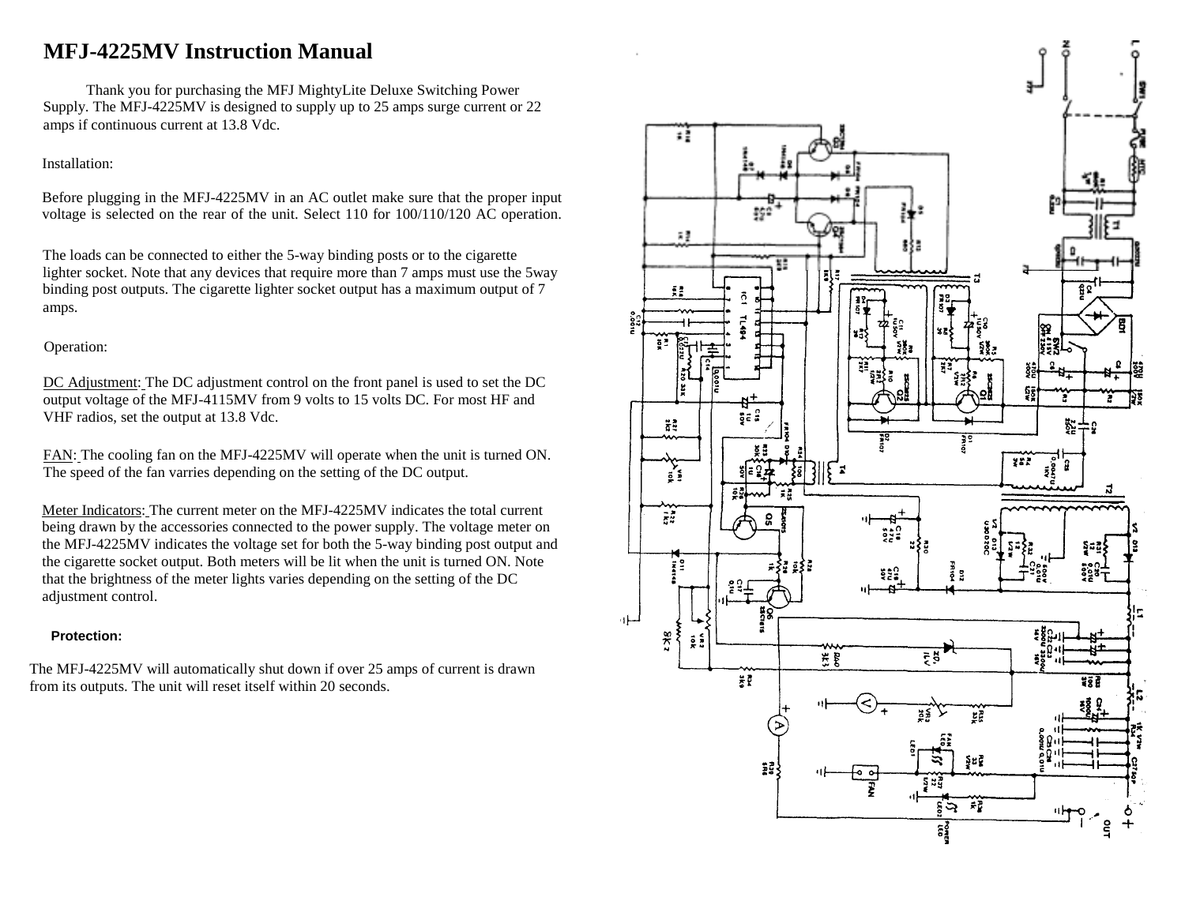# MFJ-4225MV Instruction Manual

Thank you for purchasing the MFJ MightyLite Deluxe Switching Power Supply. The MFJ-4225MV is designed to supply up to 25 amps surge current or 22 amps if continuous current at 13.8 Vdc.

Installation:

Before plugging in the MFJ-4225MV in an AC outlet make sure that the proper input voltage is selected on the rear of the unit. Select 110 for 100/110/120 AC operation.

The loads can be connected to either the 5-way binding posts or to the cigarette lighter socket. Note that any devices that require more than 7 amps must use the 5way binding post outputs. The cigarette lighter socket output has a maximum output of 7 amps.

Operation:

DC Adjustment: The DC adjustment control on the front panel is used to set the DC output voltage of the MFJ-4115MV from 9 volts to 15 volts DC. For most HF and VHF radios, set the output at 13.8 Vdc.

FAN: The cooling fan on the MFJ-4225MV will operate when the unit is turned ON. The speed of the fan varries depending on the setting of the DC output.

Meter Indicators: The current meter on the MFJ-4225MV indicates the total current being drawn by the accessories connected to the power supply. The voltage meter on the MFJ-4225MV indicates the voltage set for both the 5-way binding post output and the cigarette socket output. Both meters will be lit when the unit is turned ON. Note that the brightness of the meter lights varies depending on the setting of the DC adjustment control.

**Protection:**

The MFJ-4225MV will automatically shut down if over 25 amps of current is drawn from its outputs. The unit will reset itself within 20 seconds.